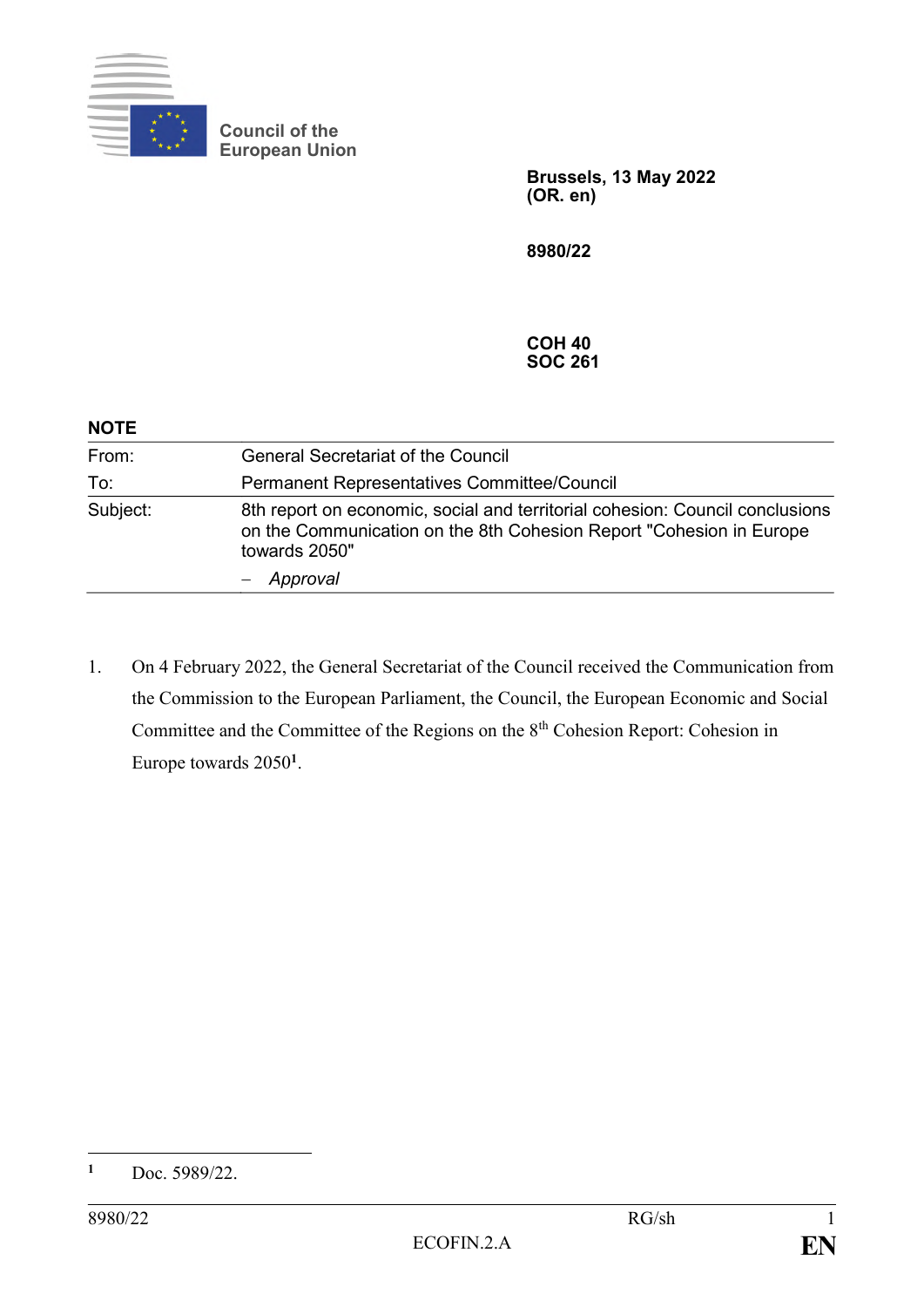Council of the European Union

**Brussels, 13 May 2022**
**(OR. en)**

**8980/22**

**COH 40**
**SOC 261**

**NOTE**

| | |
|---|---|
| From: | General Secretariat of the Council |
| To: | Permanent Representatives Committee/Council |
| Subject: | 8th report on economic, social and territorial cohesion: Council conclusions on the Communication on the 8th Cohesion Report "Cohesion in Europe towards 2050" <br> – *Approval* |

1. On 4 February 2022, the General Secretariat of the Council received the Communication from the Commission to the European Parliament, the Council, the European Economic and Social Committee and the Committee of the Regions on the 8th Cohesion Report: Cohesion in Europe towards 2050[1].

[1] Doc. 5989/22.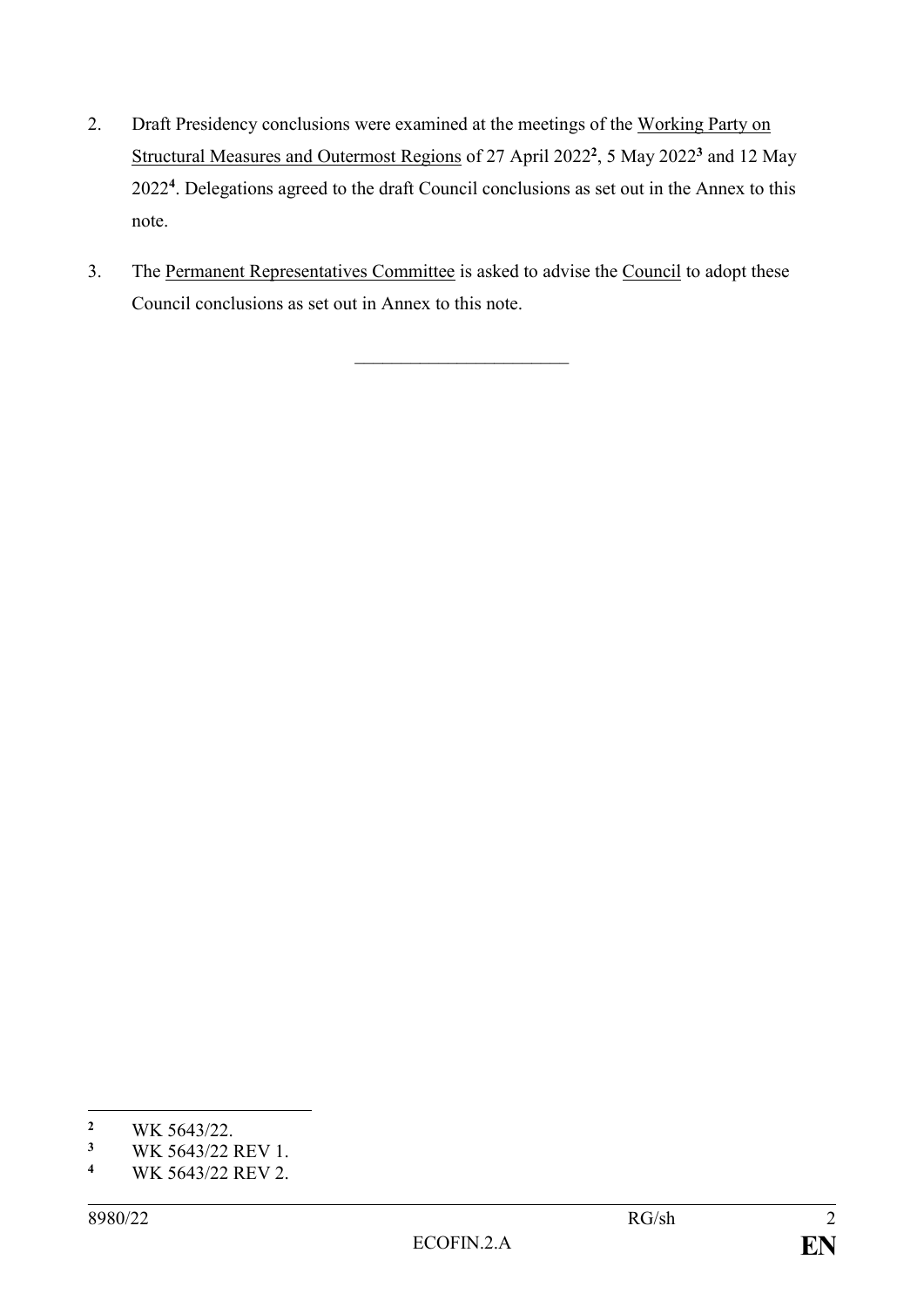2. Draft Presidency conclusions were examined at the meetings of the Working Party on Structural Measures and Outermost Regions of 27 April 2022[2], 5 May 2022[3] and 12 May 2022[4]. Delegations agreed to the draft Council conclusions as set out in the Annex to this note.

3. The Permanent Representatives Committee is asked to advise the Council to adopt these Council conclusions as set out in Annex to this note.

---

[2] WK 5643/22.

[3] WK 5643/22 REV 1.

[4] WK 5643/22 REV 2.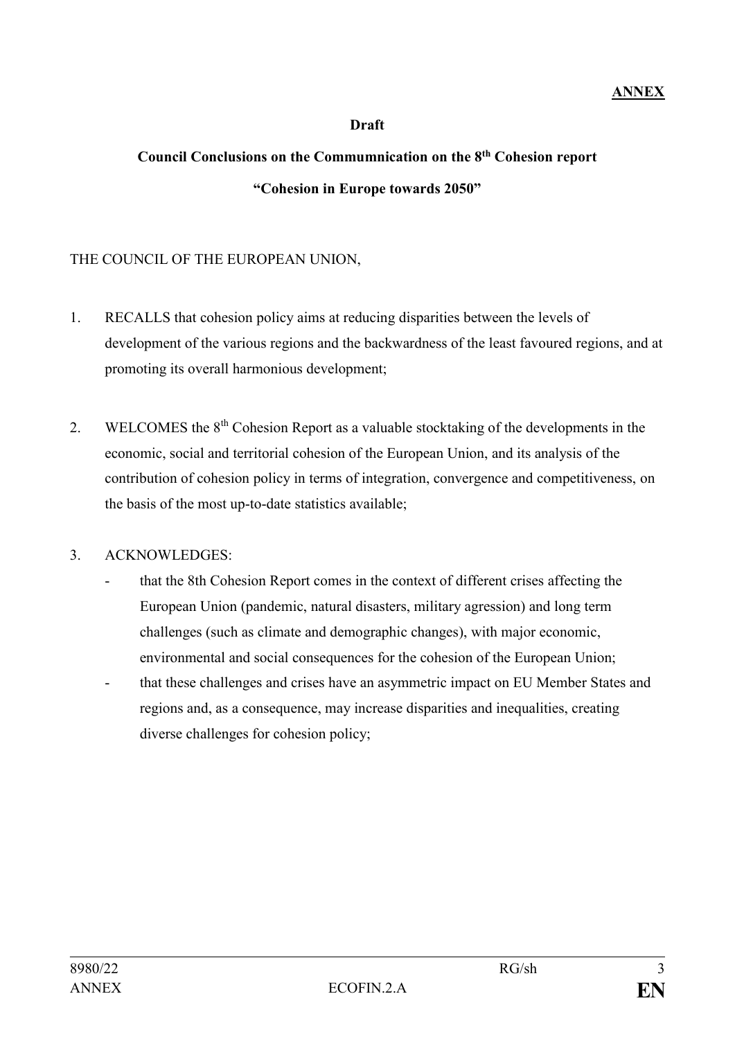**ANNEX**

**Draft**

**Council Conclusions on the Commumnication on the 8th Cohesion report**

**"Cohesion in Europe towards 2050"**

THE COUNCIL OF THE EUROPEAN UNION,

1. RECALLS that cohesion policy aims at reducing disparities between the levels of development of the various regions and the backwardness of the least favoured regions, and at promoting its overall harmonious development;

2. WELCOMES the 8th Cohesion Report as a valuable stocktaking of the developments in the economic, social and territorial cohesion of the European Union, and its analysis of the contribution of cohesion policy in terms of integration, convergence and competitiveness, on the basis of the most up-to-date statistics available;

3. ACKNOWLEDGES:
   - that the 8th Cohesion Report comes in the context of different crises affecting the European Union (pandemic, natural disasters, military agression) and long term challenges (such as climate and demographic changes), with major economic, environmental and social consequences for the cohesion of the European Union;
   - that these challenges and crises have an asymmetric impact on EU Member States and regions and, as a consequence, may increase disparities and inequalities, creating diverse challenges for cohesion policy;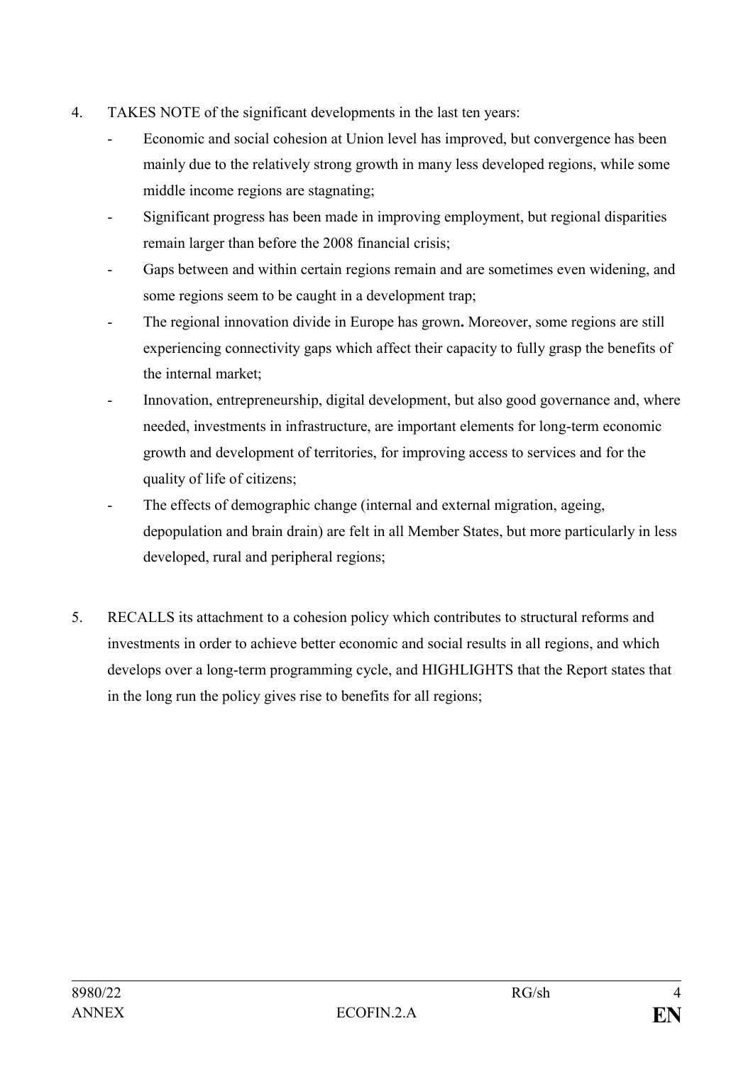4. TAKES NOTE of the significant developments in the last ten years:
   - Economic and social cohesion at Union level has improved, but convergence has been mainly due to the relatively strong growth in many less developed regions, while some middle income regions are stagnating;
   - Significant progress has been made in improving employment, but regional disparities remain larger than before the 2008 financial crisis;
   - Gaps between and within certain regions remain and are sometimes even widening, and some regions seem to be caught in a development trap;
   - The regional innovation divide in Europe has grown**.** Moreover, some regions are still experiencing connectivity gaps which affect their capacity to fully grasp the benefits of the internal market;
   - Innovation, entrepreneurship, digital development, but also good governance and, where needed, investments in infrastructure, are important elements for long-term economic growth and development of territories, for improving access to services and for the quality of life of citizens;
   - The effects of demographic change (internal and external migration, ageing, depopulation and brain drain) are felt in all Member States, but more particularly in less developed, rural and peripheral regions;

5. RECALLS its attachment to a cohesion policy which contributes to structural reforms and investments in order to achieve better economic and social results in all regions, and which develops over a long-term programming cycle, and HIGHLIGHTS that the Report states that in the long run the policy gives rise to benefits for all regions;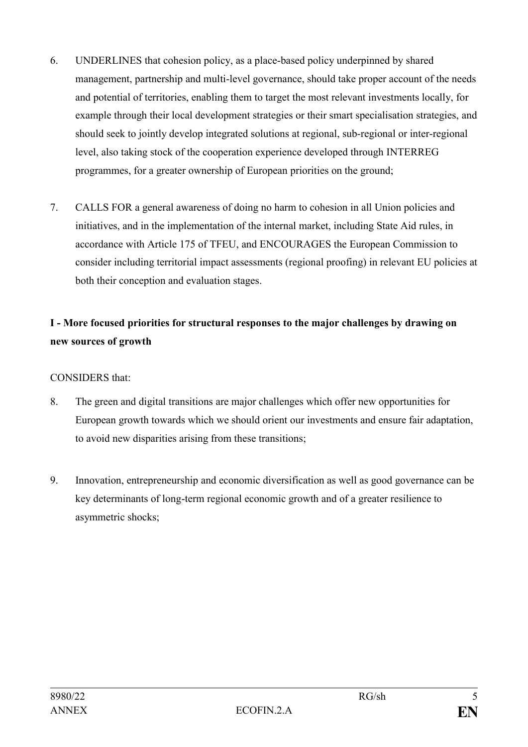6. UNDERLINES that cohesion policy, as a place-based policy underpinned by shared management, partnership and multi-level governance, should take proper account of the needs and potential of territories, enabling them to target the most relevant investments locally, for example through their local development strategies or their smart specialisation strategies, and should seek to jointly develop integrated solutions at regional, sub-regional or inter-regional level, also taking stock of the cooperation experience developed through INTERREG programmes, for a greater ownership of European priorities on the ground;

7. CALLS FOR a general awareness of doing no harm to cohesion in all Union policies and initiatives, and in the implementation of the internal market, including State Aid rules, in accordance with Article 175 of TFEU, and ENCOURAGES the European Commission to consider including territorial impact assessments (regional proofing) in relevant EU policies at both their conception and evaluation stages.

**I - More focused priorities for structural responses to the major challenges by drawing on new sources of growth**

CONSIDERS that:

8. The green and digital transitions are major challenges which offer new opportunities for European growth towards which we should orient our investments and ensure fair adaptation, to avoid new disparities arising from these transitions;

9. Innovation, entrepreneurship and economic diversification as well as good governance can be key determinants of long-term regional economic growth and of a greater resilience to asymmetric shocks;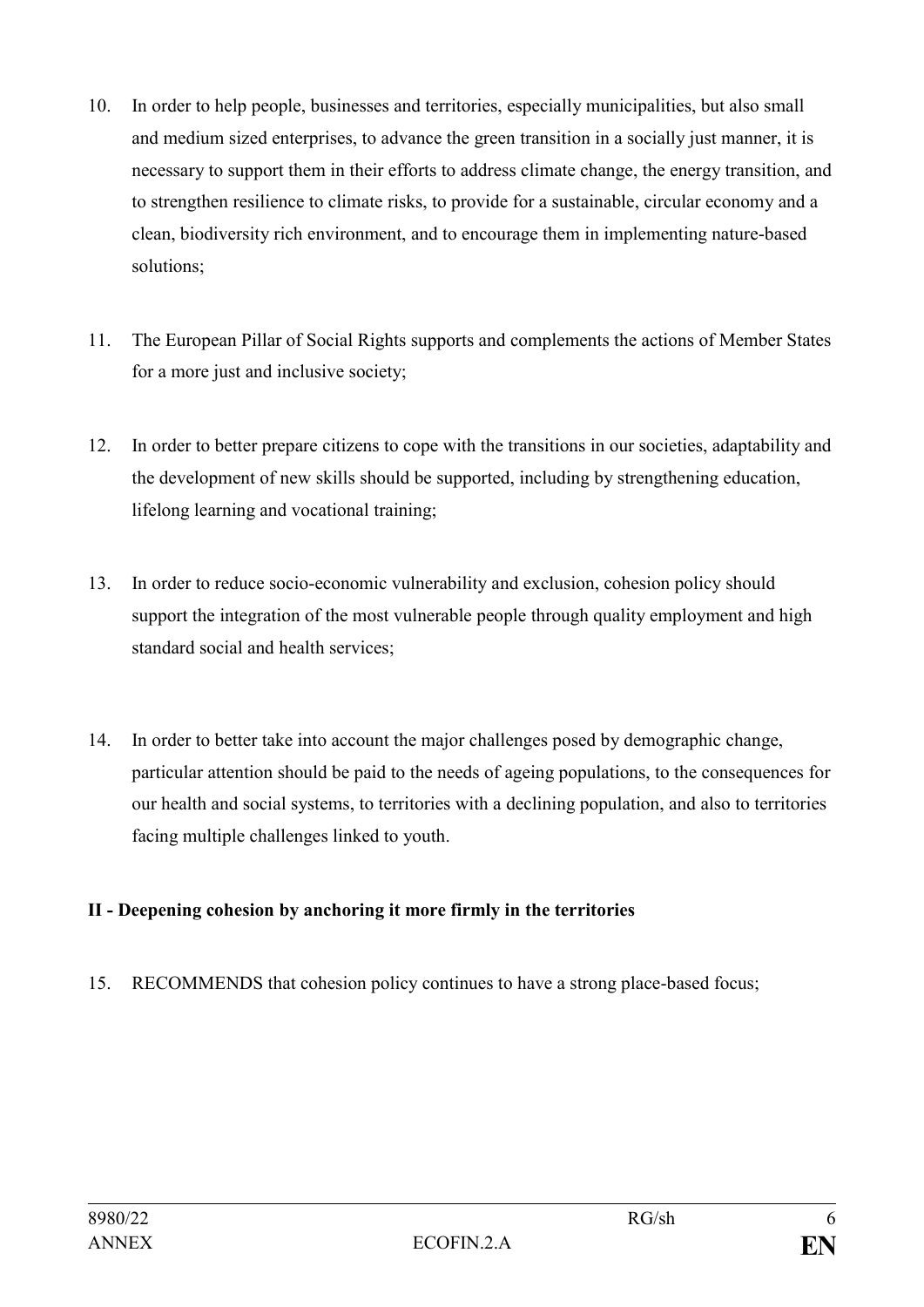10. In order to help people, businesses and territories, especially municipalities, but also small and medium sized enterprises, to advance the green transition in a socially just manner, it is necessary to support them in their efforts to address climate change, the energy transition, and to strengthen resilience to climate risks, to provide for a sustainable, circular economy and a clean, biodiversity rich environment, and to encourage them in implementing nature-based solutions;

11. The European Pillar of Social Rights supports and complements the actions of Member States for a more just and inclusive society;

12. In order to better prepare citizens to cope with the transitions in our societies, adaptability and the development of new skills should be supported, including by strengthening education, lifelong learning and vocational training;

13. In order to reduce socio-economic vulnerability and exclusion, cohesion policy should support the integration of the most vulnerable people through quality employment and high standard social and health services;

14. In order to better take into account the major challenges posed by demographic change, particular attention should be paid to the needs of ageing populations, to the consequences for our health and social systems, to territories with a declining population, and also to territories facing multiple challenges linked to youth.

**II - Deepening cohesion by anchoring it more firmly in the territories**

15. RECOMMENDS that cohesion policy continues to have a strong place-based focus;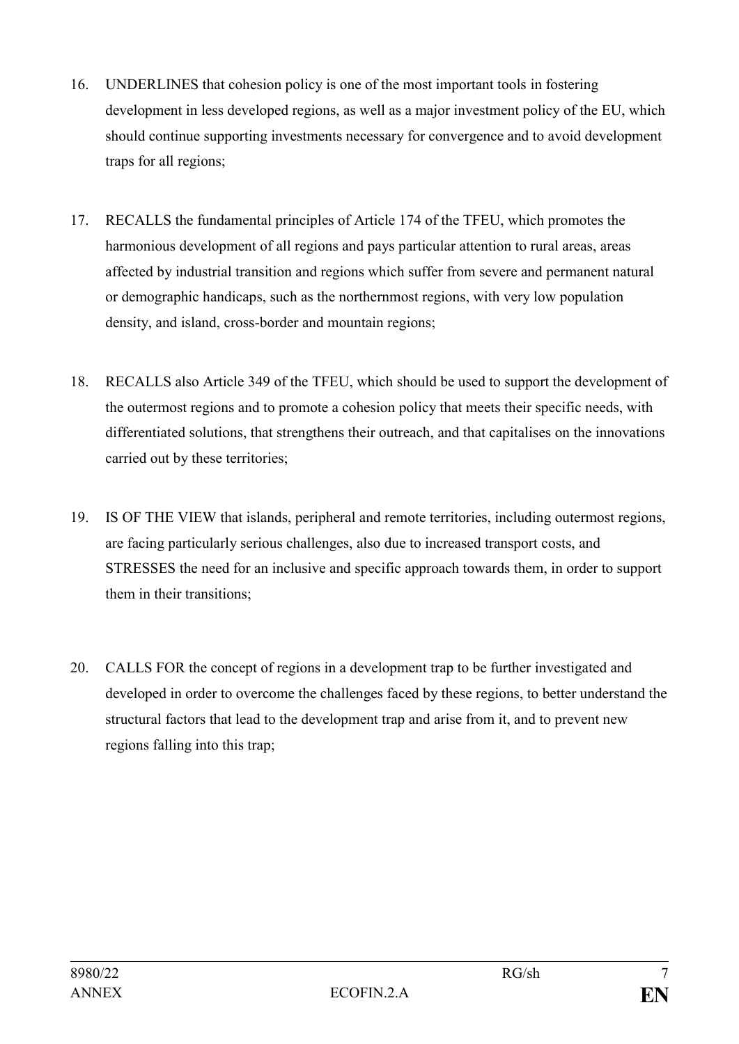16. UNDERLINES that cohesion policy is one of the most important tools in fostering development in less developed regions, as well as a major investment policy of the EU, which should continue supporting investments necessary for convergence and to avoid development traps for all regions;

17. RECALLS the fundamental principles of Article 174 of the TFEU, which promotes the harmonious development of all regions and pays particular attention to rural areas, areas affected by industrial transition and regions which suffer from severe and permanent natural or demographic handicaps, such as the northernmost regions, with very low population density, and island, cross-border and mountain regions;

18. RECALLS also Article 349 of the TFEU, which should be used to support the development of the outermost regions and to promote a cohesion policy that meets their specific needs, with differentiated solutions, that strengthens their outreach, and that capitalises on the innovations carried out by these territories;

19. IS OF THE VIEW that islands, peripheral and remote territories, including outermost regions, are facing particularly serious challenges, also due to increased transport costs, and STRESSES the need for an inclusive and specific approach towards them, in order to support them in their transitions;

20. CALLS FOR the concept of regions in a development trap to be further investigated and developed in order to overcome the challenges faced by these regions, to better understand the structural factors that lead to the development trap and arise from it, and to prevent new regions falling into this trap;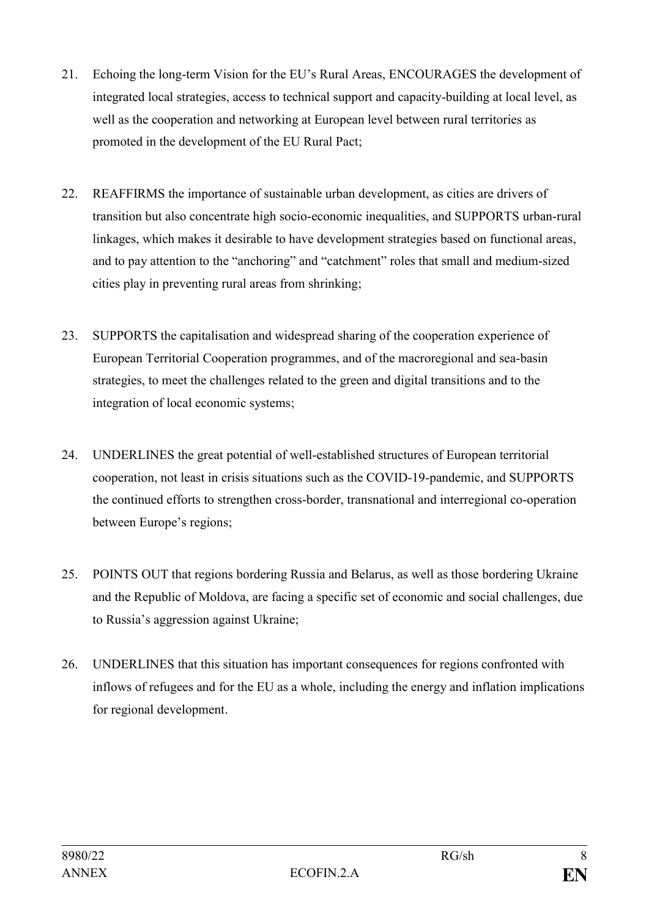21. Echoing the long-term Vision for the EU's Rural Areas, ENCOURAGES the development of integrated local strategies, access to technical support and capacity-building at local level, as well as the cooperation and networking at European level between rural territories as promoted in the development of the EU Rural Pact;

22. REAFFIRMS the importance of sustainable urban development, as cities are drivers of transition but also concentrate high socio-economic inequalities, and SUPPORTS urban-rural linkages, which makes it desirable to have development strategies based on functional areas, and to pay attention to the "anchoring" and "catchment" roles that small and medium-sized cities play in preventing rural areas from shrinking;

23. SUPPORTS the capitalisation and widespread sharing of the cooperation experience of European Territorial Cooperation programmes, and of the macroregional and sea-basin strategies, to meet the challenges related to the green and digital transitions and to the integration of local economic systems;

24. UNDERLINES the great potential of well-established structures of European territorial cooperation, not least in crisis situations such as the COVID-19-pandemic, and SUPPORTS the continued efforts to strengthen cross-border, transnational and interregional co-operation between Europe's regions;

25. POINTS OUT that regions bordering Russia and Belarus, as well as those bordering Ukraine and the Republic of Moldova, are facing a specific set of economic and social challenges, due to Russia's aggression against Ukraine;

26. UNDERLINES that this situation has important consequences for regions confronted with inflows of refugees and for the EU as a whole, including the energy and inflation implications for regional development.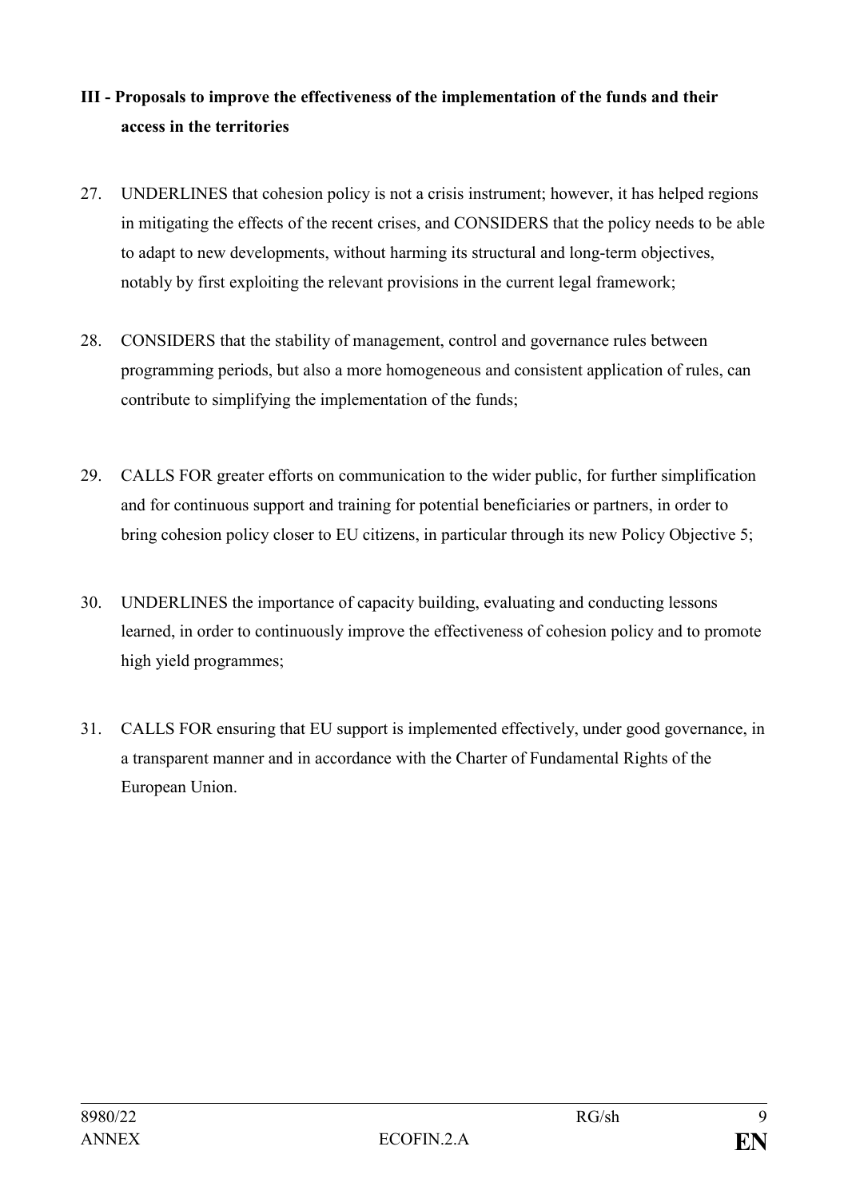**III - Proposals to improve the effectiveness of the implementation of the funds and their access in the territories**

27. UNDERLINES that cohesion policy is not a crisis instrument; however, it has helped regions in mitigating the effects of the recent crises, and CONSIDERS that the policy needs to be able to adapt to new developments, without harming its structural and long-term objectives, notably by first exploiting the relevant provisions in the current legal framework;

28. CONSIDERS that the stability of management, control and governance rules between programming periods, but also a more homogeneous and consistent application of rules, can contribute to simplifying the implementation of the funds;

29. CALLS FOR greater efforts on communication to the wider public, for further simplification and for continuous support and training for potential beneficiaries or partners, in order to bring cohesion policy closer to EU citizens, in particular through its new Policy Objective 5;

30. UNDERLINES the importance of capacity building, evaluating and conducting lessons learned, in order to continuously improve the effectiveness of cohesion policy and to promote high yield programmes;

31. CALLS FOR ensuring that EU support is implemented effectively, under good governance, in a transparent manner and in accordance with the Charter of Fundamental Rights of the European Union.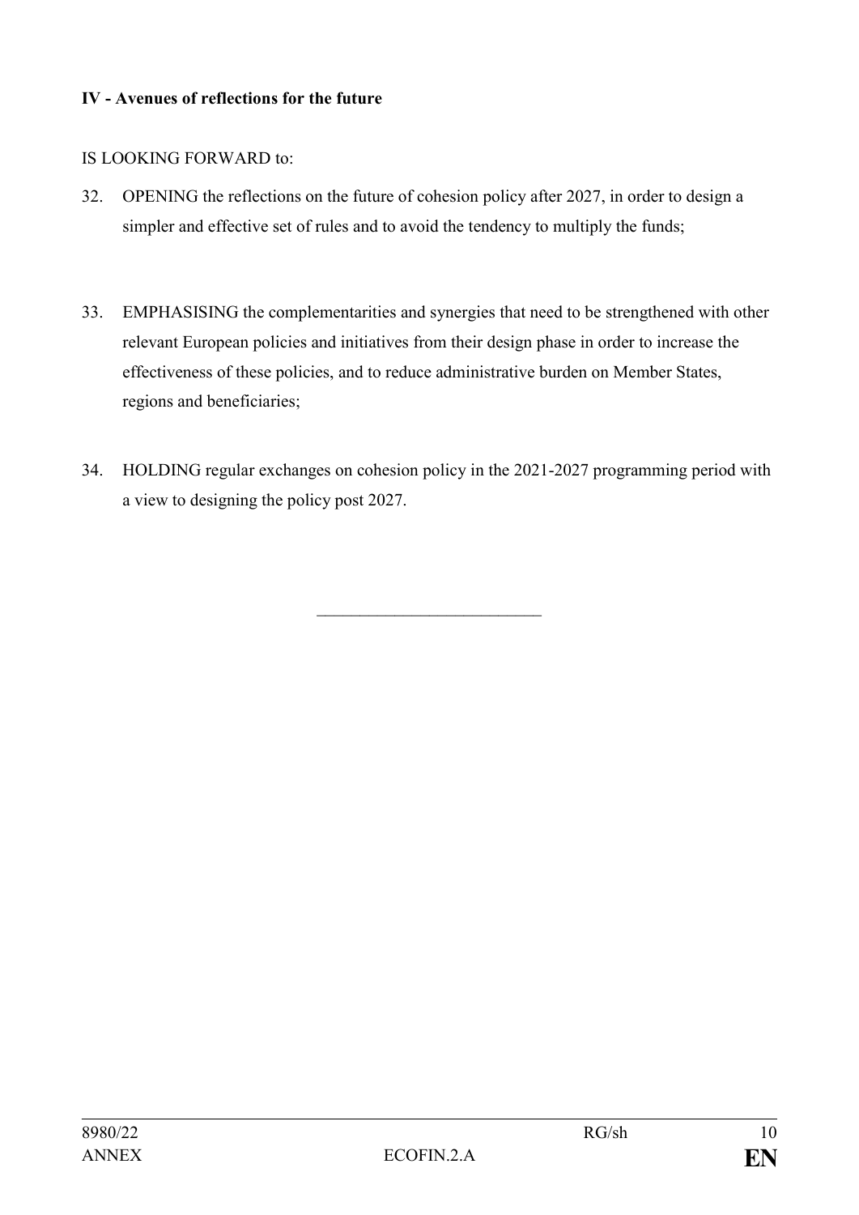**IV - Avenues of reflections for the future**

IS LOOKING FORWARD to:

32. OPENING the reflections on the future of cohesion policy after 2027, in order to design a simpler and effective set of rules and to avoid the tendency to multiply the funds;

33. EMPHASISING the complementarities and synergies that need to be strengthened with other relevant European policies and initiatives from their design phase in order to increase the effectiveness of these policies, and to reduce administrative burden on Member States, regions and beneficiaries;

34. HOLDING regular exchanges on cohesion policy in the 2021-2027 programming period with a view to designing the policy post 2027.

\_\_\_\_\_\_\_\_\_\_\_\_\_\_\_\_\_\_\_\_\_\_\_\_